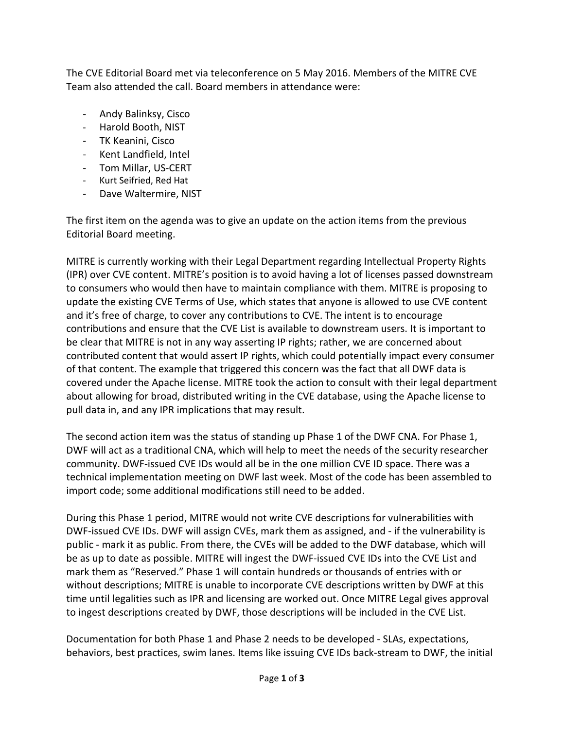The CVE Editorial Board met via teleconference on 5 May 2016. Members of the MITRE CVE Team also attended the call. Board members in attendance were:

- Andy Balinksy, Cisco
- Harold Booth, NIST
- TK Keanini, Cisco
- Kent Landfield, Intel
- Tom Millar, US-CERT
- Kurt Seifried, Red Hat
- Dave Waltermire, NIST

The first item on the agenda was to give an update on the action items from the previous Editorial Board meeting.

MITRE is currently working with their Legal Department regarding Intellectual Property Rights (IPR) over CVE content. MITRE's position is to avoid having a lot of licenses passed downstream to consumers who would then have to maintain compliance with them. MITRE is proposing to update the existing CVE Terms of Use, which states that anyone is allowed to use CVE content and it's free of charge, to cover any contributions to CVE. The intent is to encourage contributions and ensure that the CVE List is available to downstream users. It is important to be clear that MITRE is not in any way asserting IP rights; rather, we are concerned about contributed content that would assert IP rights, which could potentially impact every consumer of that content. The example that triggered this concern was the fact that all DWF data is covered under the Apache license. MITRE took the action to consult with their legal department about allowing for broad, distributed writing in the CVE database, using the Apache license to pull data in, and any IPR implications that may result.

The second action item was the status of standing up Phase 1 of the DWF CNA. For Phase 1, DWF will act as a traditional CNA, which will help to meet the needs of the security researcher community. DWF-issued CVE IDs would all be in the one million CVE ID space. There was a technical implementation meeting on DWF last week. Most of the code has been assembled to import code; some additional modifications still need to be added.

During this Phase 1 period, MITRE would not write CVE descriptions for vulnerabilities with DWF-issued CVE IDs. DWF will assign CVEs, mark them as assigned, and - if the vulnerability is public - mark it as public. From there, the CVEs will be added to the DWF database, which will be as up to date as possible. MITRE will ingest the DWF-issued CVE IDs into the CVE List and mark them as "Reserved." Phase 1 will contain hundreds or thousands of entries with or without descriptions; MITRE is unable to incorporate CVE descriptions written by DWF at this time until legalities such as IPR and licensing are worked out. Once MITRE Legal gives approval to ingest descriptions created by DWF, those descriptions will be included in the CVE List.

Documentation for both Phase 1 and Phase 2 needs to be developed - SLAs, expectations, behaviors, best practices, swim lanes. Items like issuing CVE IDs back-stream to DWF, the initial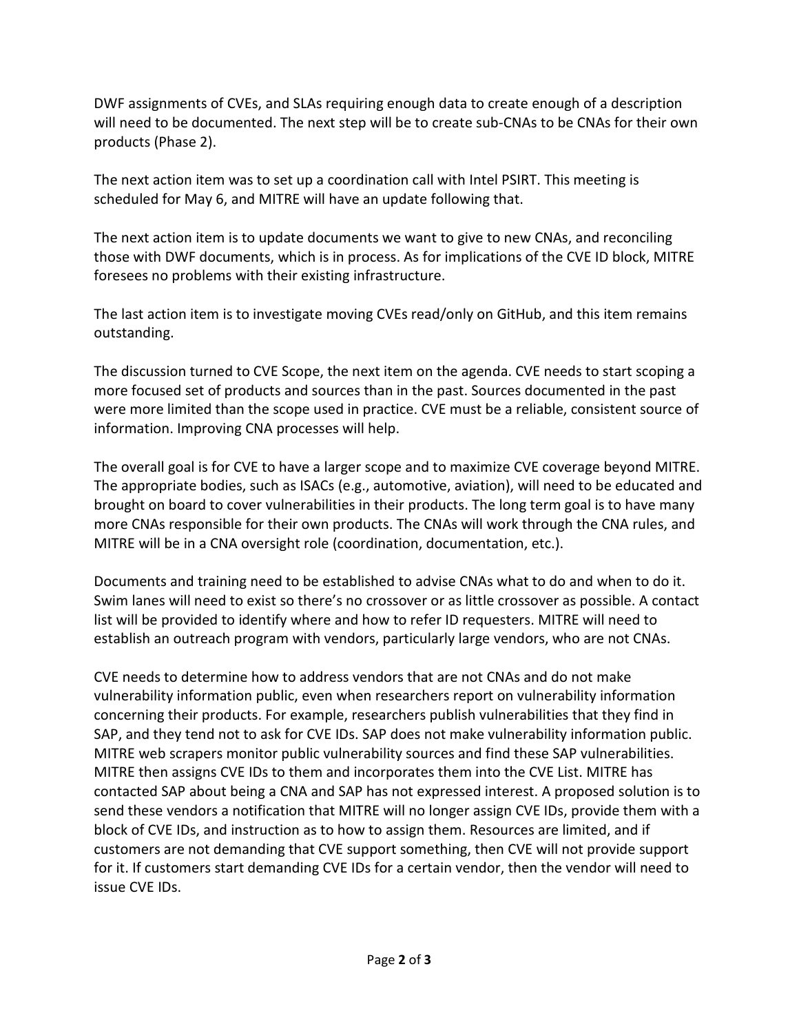DWF assignments of CVEs, and SLAs requiring enough data to create enough of a description will need to be documented. The next step will be to create sub-CNAs to be CNAs for their own products (Phase 2).

The next action item was to set up a coordination call with Intel PSIRT. This meeting is scheduled for May 6, and MITRE will have an update following that.

The next action item is to update documents we want to give to new CNAs, and reconciling those with DWF documents, which is in process. As for implications of the CVE ID block, MITRE foresees no problems with their existing infrastructure.

The last action item is to investigate moving CVEs read/only on GitHub, and this item remains outstanding.

The discussion turned to CVE Scope, the next item on the agenda. CVE needs to start scoping a more focused set of products and sources than in the past. Sources documented in the past were more limited than the scope used in practice. CVE must be a reliable, consistent source of information. Improving CNA processes will help.

The overall goal is for CVE to have a larger scope and to maximize CVE coverage beyond MITRE. The appropriate bodies, such as ISACs (e.g., automotive, aviation), will need to be educated and brought on board to cover vulnerabilities in their products. The long term goal is to have many more CNAs responsible for their own products. The CNAs will work through the CNA rules, and MITRE will be in a CNA oversight role (coordination, documentation, etc.).

Documents and training need to be established to advise CNAs what to do and when to do it. Swim lanes will need to exist so there's no crossover or as little crossover as possible. A contact list will be provided to identify where and how to refer ID requesters. MITRE will need to establish an outreach program with vendors, particularly large vendors, who are not CNAs.

CVE needs to determine how to address vendors that are not CNAs and do not make vulnerability information public, even when researchers report on vulnerability information concerning their products. For example, researchers publish vulnerabilities that they find in SAP, and they tend not to ask for CVE IDs. SAP does not make vulnerability information public. MITRE web scrapers monitor public vulnerability sources and find these SAP vulnerabilities. MITRE then assigns CVE IDs to them and incorporates them into the CVE List. MITRE has contacted SAP about being a CNA and SAP has not expressed interest. A proposed solution is to send these vendors a notification that MITRE will no longer assign CVE IDs, provide them with a block of CVE IDs, and instruction as to how to assign them. Resources are limited, and if customers are not demanding that CVE support something, then CVE will not provide support for it. If customers start demanding CVE IDs for a certain vendor, then the vendor will need to issue CVE IDs.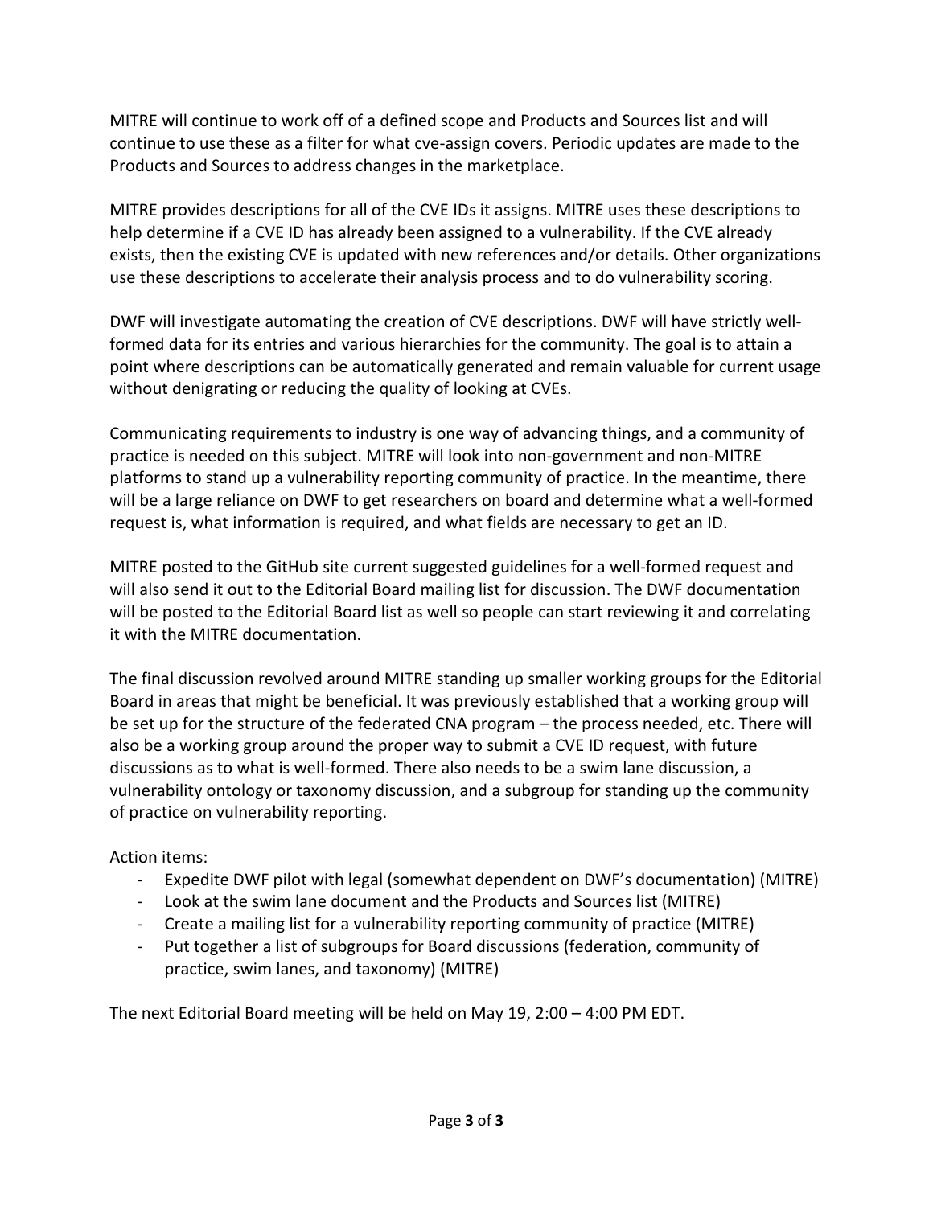MITRE will continue to work off of a defined scope and Products and Sources list and will continue to use these as a filter for what cve-assign covers. Periodic updates are made to the Products and Sources to address changes in the marketplace.

MITRE provides descriptions for all of the CVE IDs it assigns. MITRE uses these descriptions to help determine if a CVE ID has already been assigned to a vulnerability. If the CVE already exists, then the existing CVE is updated with new references and/or details. Other organizations use these descriptions to accelerate their analysis process and to do vulnerability scoring.

DWF will investigate automating the creation of CVE descriptions. DWF will have strictly well-formed data for its entries and various hierarchies for the community. The goal is to attain a point where descriptions can be automatically generated and remain valuable for current usage without denigrating or reducing the quality of looking at CVEs.

Communicating requirements to industry is one way of advancing things, and a community of practice is needed on this subject. MITRE will look into non-government and non-MITRE platforms to stand up a vulnerability reporting community of practice. In the meantime, there will be a large reliance on DWF to get researchers on board and determine what a well-formed request is, what information is required, and what fields are necessary to get an ID.

MITRE posted to the GitHub site current suggested guidelines for a well-formed request and will also send it out to the Editorial Board mailing list for discussion. The DWF documentation will be posted to the Editorial Board list as well so people can start reviewing it and correlating it with the MITRE documentation.

The final discussion revolved around MITRE standing up smaller working groups for the Editorial Board in areas that might be beneficial. It was previously established that a working group will be set up for the structure of the federated CNA program – the process needed, etc. There will also be a working group around the proper way to submit a CVE ID request, with future discussions as to what is well-formed. There also needs to be a swim lane discussion, a vulnerability ontology or taxonomy discussion, and a subgroup for standing up the community of practice on vulnerability reporting.

Action items:

- Expedite DWF pilot with legal (somewhat dependent on DWF's documentation) (MITRE)
- Look at the swim lane document and the Products and Sources list (MITRE)
- Create a mailing list for a vulnerability reporting community of practice (MITRE)
- Put together a list of subgroups for Board discussions (federation, community of practice, swim lanes, and taxonomy) (MITRE)

The next Editorial Board meeting will be held on May 19, 2:00 – 4:00 PM EDT.